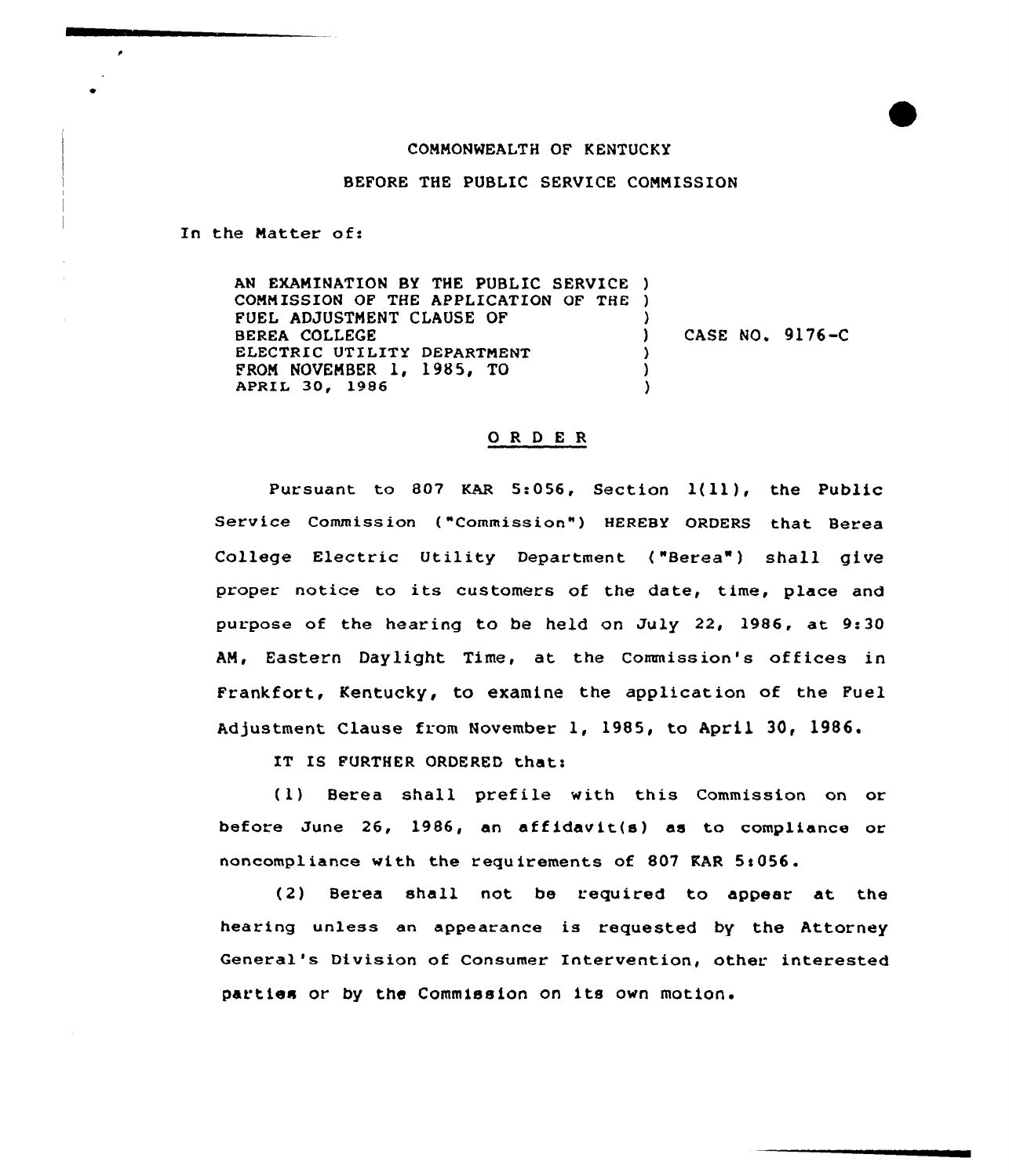COMMONWEALTH OF KENTUCKY

BEFORE THE PUBLIC SERVICE COMMISSION

In the Matter of:

AN EXAMINATION BY THE PUBLIC SERVICE COMMISSION OF THE APPLICATION OF THE FUEL ADJUSTMENT CLAUSE OF BEREA COLLEGE ELECTRIC UTILITY DEPARTMENT FROM NOVEMBER 1, 1985, TO APRIL 30, 1986

CASE NO. 9176-C

# ORDER

Pursuant to 807 KAR 5:056, Section 1(11), the Public Service Commission ("Commission") HEREBY ORDERS that Berea College Electric Utility Department ("Berea") shall give proper notice to its customers of the date, time, place and purpose of the hearing to be held on July 22, 1986, at 9:30 AM, Eastern Daylight Time, at the Commission's offices in Frankfort, Kentucky, to examine the application of the Fuel Adjustment Clause from November 1, 1985, to April 30, 1986.

IT IS FURTHER ORDERED that:

(1) Berea shall prefile with this Commission on or before June 26, 1986, an affidavit(s) as to compliance or noncompliance with the requirements of 807 KAR 5:056.

(2) Berea shall not be required to appear at the hearing unless an appearance is requested by the Attorney General's Division of Consumer Intervention, other interested parties or by the Commission on its own motion.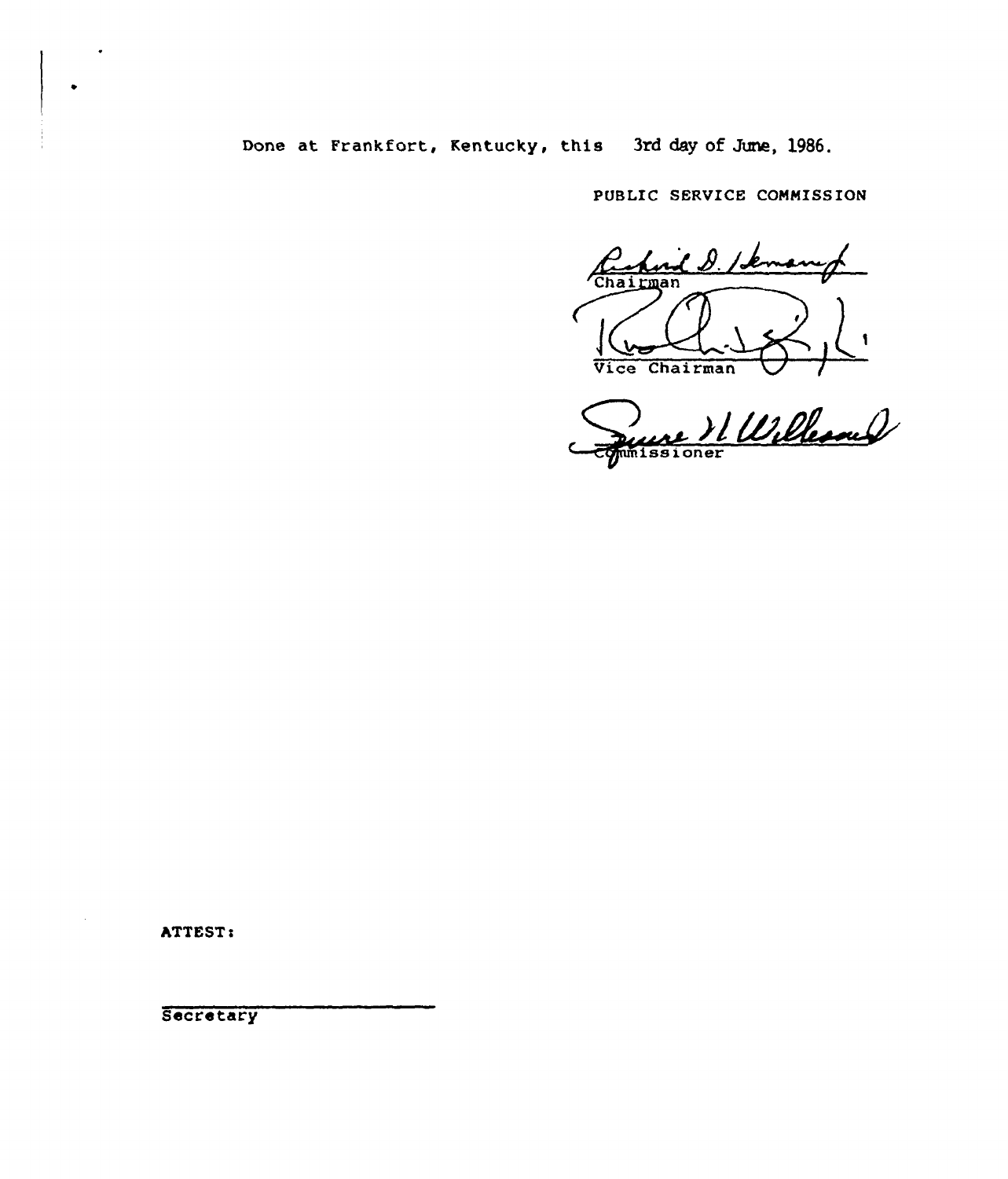Done at Frankfort, Kentucky, this 3rd day of June, 1986.

PUBLIC SERVICE COMMISSION

Chairman

Vice Chairman

Commissioner

ATTEST:

Secretary